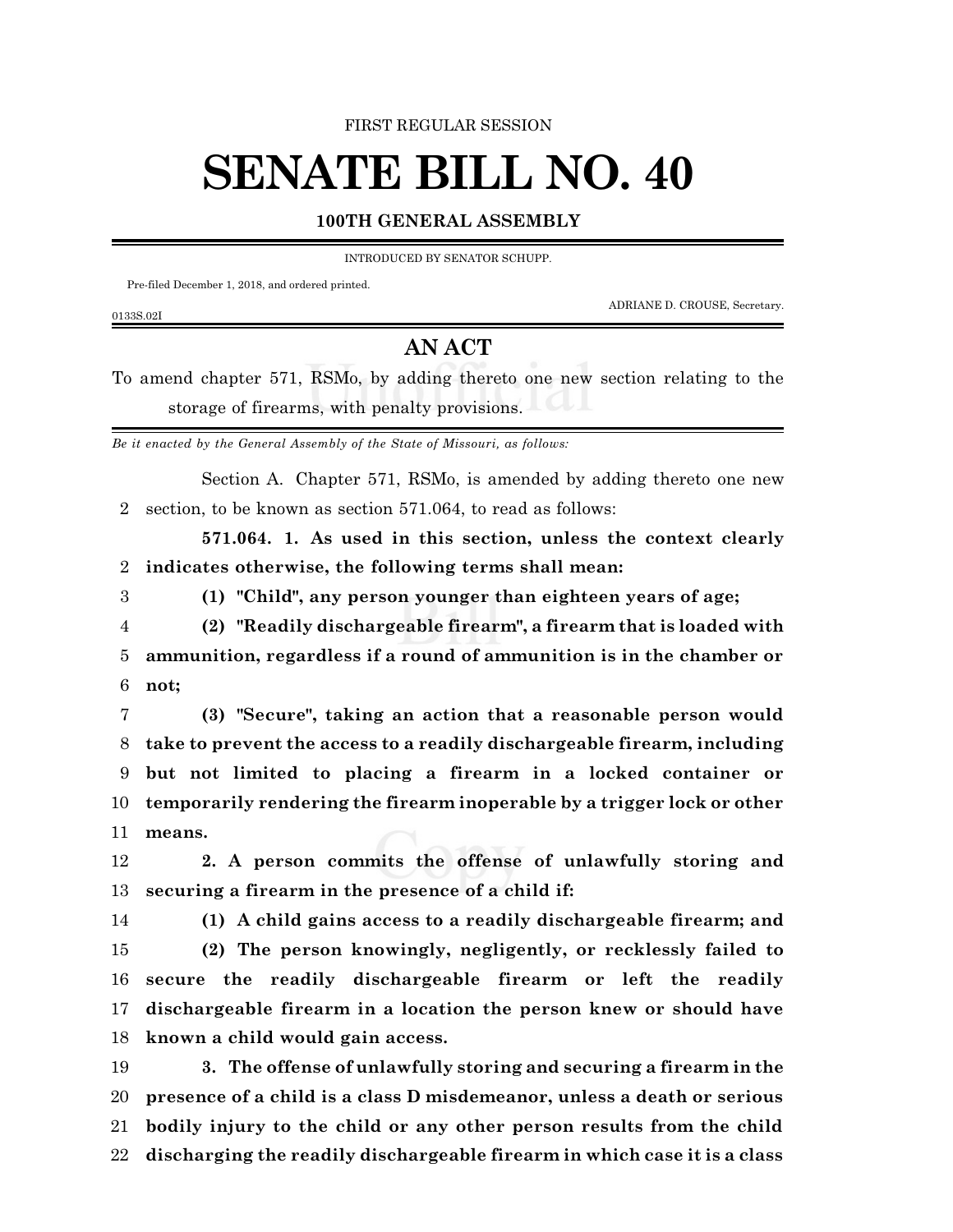FIRST REGULAR SESSION

# SENATE BILL NO. 40

**100TH GENERAL ASSEMBLY**

INTRODUCED BY SENATOR SCHUPP.

Pre-filed December 1, 2018, and ordered printed.

ADRIANE D. CROUSE, Secretary.

0133S.02I

## AN ACT

To amend chapter 571, RSMo, by adding thereto one new section relating to the storage of firearms, with penalty provisions.

*Be it enacted by the General Assembly of the State of Missouri, as follows:*

Section A. Chapter 571, RSMo, is amended by adding thereto one new section, to be known as section 571.064, to read as follows:

**571.064. 1. As used in this section, unless the context clearly indicates otherwise, the following terms shall mean:**

**(1) "Child", any person younger than eighteen years of age;**

**(2) "Readily dischargeable firearm", a firearm that is loaded with ammunition, regardless if a round of ammunition is in the chamber or not;**

**(3) "Secure", taking an action that a reasonable person would take to prevent the access to a readily dischargeable firearm, including but not limited to placing a firearm in a locked container or temporarily rendering the firearm inoperable by a trigger lock or other means.**

**2. A person commits the offense of unlawfully storing and securing a firearm in the presence of a child if:**

**(1) A child gains access to a readily dischargeable firearm; and**

**(2) The person knowingly, negligently, or recklessly failed to secure the readily dischargeable firearm or left the readily dischargeable firearm in a location the person knew or should have known a child would gain access.**

**3. The offense of unlawfully storing and securing a firearm in the presence of a child is a class D misdemeanor, unless a death or serious bodily injury to the child or any other person results from the child discharging the readily dischargeable firearm in which case it is a class**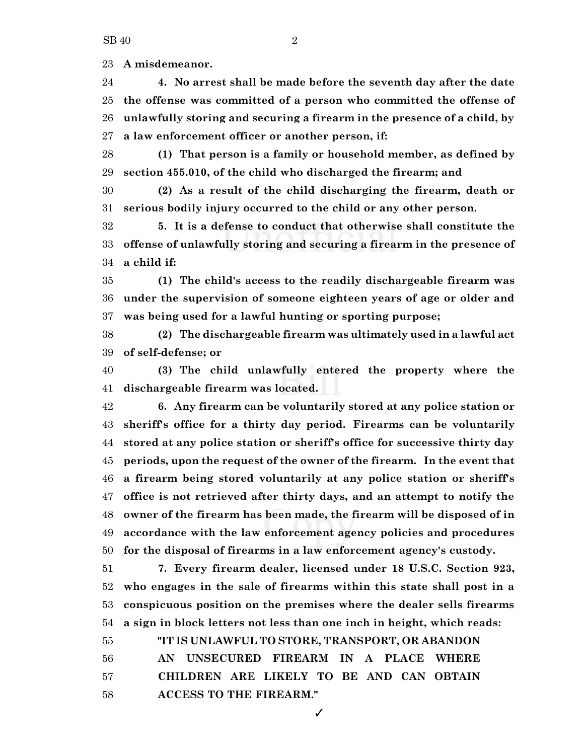**A misdemeanor.**

**4. No arrest shall be made before the seventh day after the date the offense was committed of a person who committed the offense of unlawfully storing and securing a firearm in the presence of a child, by a law enforcement officer or another person, if:**

**(1) That person is a family or household member, as defined by section 455.010, of the child who discharged the firearm; and**

**(2) As a result of the child discharging the firearm, death or serious bodily injury occurred to the child or any other person.**

**5. It is a defense to conduct that otherwise shall constitute the offense of unlawfully storing and securing a firearm in the presence of a child if:**

**(1) The child's access to the readily dischargeable firearm was under the supervision of someone eighteen years of age or older and was being used for a lawful hunting or sporting purpose;**

**(2) The dischargeable firearm was ultimately used in a lawful act of self-defense; or**

**(3) The child unlawfully entered the property where the dischargeable firearm was located.**

**6. Any firearm can be voluntarily stored at any police station or sheriff's office for a thirty day period. Firearms can be voluntarily stored at any police station or sheriff's office for successive thirty day periods, upon the request of the owner of the firearm. In the event that a firearm being stored voluntarily at any police station or sheriff's office is not retrieved after thirty days, and an attempt to notify the owner of the firearm has been made, the firearm will be disposed of in accordance with the law enforcement agency policies and procedures for the disposal of firearms in a law enforcement agency's custody.**

**7. Every firearm dealer, licensed under 18 U.S.C. Section 923, who engages in the sale of firearms within this state shall post in a conspicuous position on the premises where the dealer sells firearms a sign in block letters not less than one inch in height, which reads:**

**"IT IS UNLAWFUL TO STORE, TRANSPORT, OR ABANDON AN UNSECURED FIREARM IN A PLACE WHERE CHILDREN ARE LIKELY TO BE AND CAN OBTAIN ACCESS TO THE FIREARM."**

✓